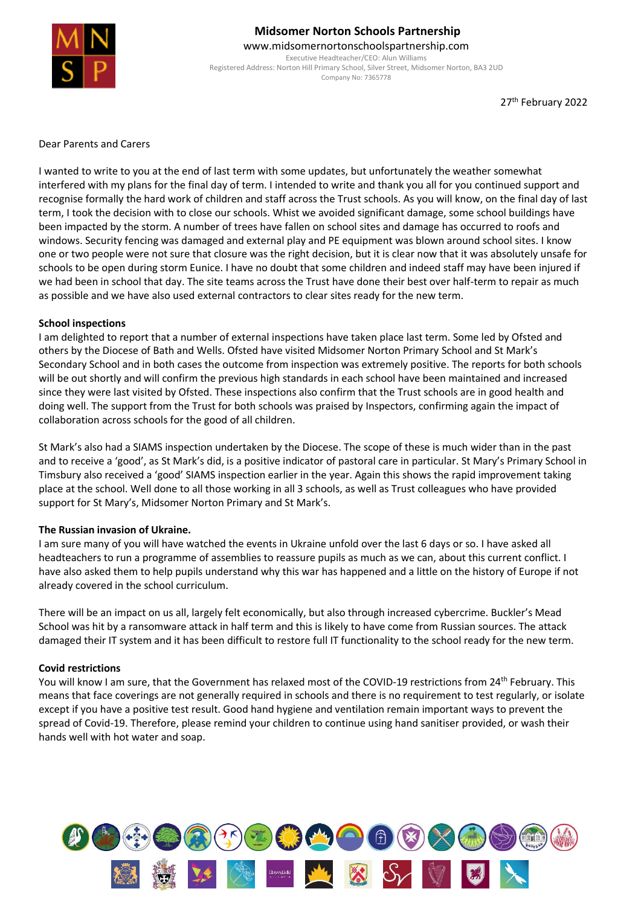# Midsomer Norton Schools Partnership

www.midsomernortonschoolspartnership.com

Executive Headteacher/CEO: Alun Williams

Registered Address: Norton Hill Primary School, Silver Street, Midsomer Norton, BA3 2UD

Company No: 7365778

27th February 2022

Dear Parents and Carers

I wanted to write to you at the end of last term with some updates, but unfortunately the weather somewhat interfered with my plans for the final day of term. I intended to write and thank you all for you continued support and recognise formally the hard work of children and staff across the Trust schools. As you will know, on the final day of last term, I took the decision with to close our schools. Whist we avoided significant damage, some school buildings have been impacted by the storm. A number of trees have fallen on school sites and damage has occurred to roofs and windows. Security fencing was damaged and external play and PE equipment was blown around school sites. I know one or two people were not sure that closure was the right decision, but it is clear now that it was absolutely unsafe for schools to be open during storm Eunice. I have no doubt that some children and indeed staff may have been injured if we had been in school that day. The site teams across the Trust have done their best over half-term to repair as much as possible and we have also used external contractors to clear sites ready for the new term.

**School inspections**

I am delighted to report that a number of external inspections have taken place last term. Some led by Ofsted and others by the Diocese of Bath and Wells. Ofsted have visited Midsomer Norton Primary School and St Mark's Secondary School and in both cases the outcome from inspection was extremely positive. The reports for both schools will be out shortly and will confirm the previous high standards in each school have been maintained and increased since they were last visited by Ofsted. These inspections also confirm that the Trust schools are in good health and doing well. The support from the Trust for both schools was praised by Inspectors, confirming again the impact of collaboration across schools for the good of all children.

St Mark's also had a SIAMS inspection undertaken by the Diocese. The scope of these is much wider than in the past and to receive a 'good', as St Mark's did, is a positive indicator of pastoral care in particular. St Mary's Primary School in Timsbury also received a 'good' SIAMS inspection earlier in the year. Again this shows the rapid improvement taking place at the school. Well done to all those working in all 3 schools, as well as Trust colleagues who have provided support for St Mary's, Midsomer Norton Primary and St Mark's.

**The Russian invasion of Ukraine.**

I am sure many of you will have watched the events in Ukraine unfold over the last 6 days or so. I have asked all headteachers to run a programme of assemblies to reassure pupils as much as we can, about this current conflict. I have also asked them to help pupils understand why this war has happened and a little on the history of Europe if not already covered in the school curriculum.

There will be an impact on us all, largely felt economically, but also through increased cybercrime. Buckler's Mead School was hit by a ransomware attack in half term and this is likely to have come from Russian sources. The attack damaged their IT system and it has been difficult to restore full IT functionality to the school ready for the new term.

**Covid restrictions**

You will know I am sure, that the Government has relaxed most of the COVID-19 restrictions from 24th February. This means that face coverings are not generally required in schools and there is no requirement to test regularly, or isolate except if you have a positive test result. Good hand hygiene and ventilation remain important ways to prevent the spread of Covid-19. Therefore, please remind your children to continue using hand sanitiser provided, or wash their hands well with hot water and soap.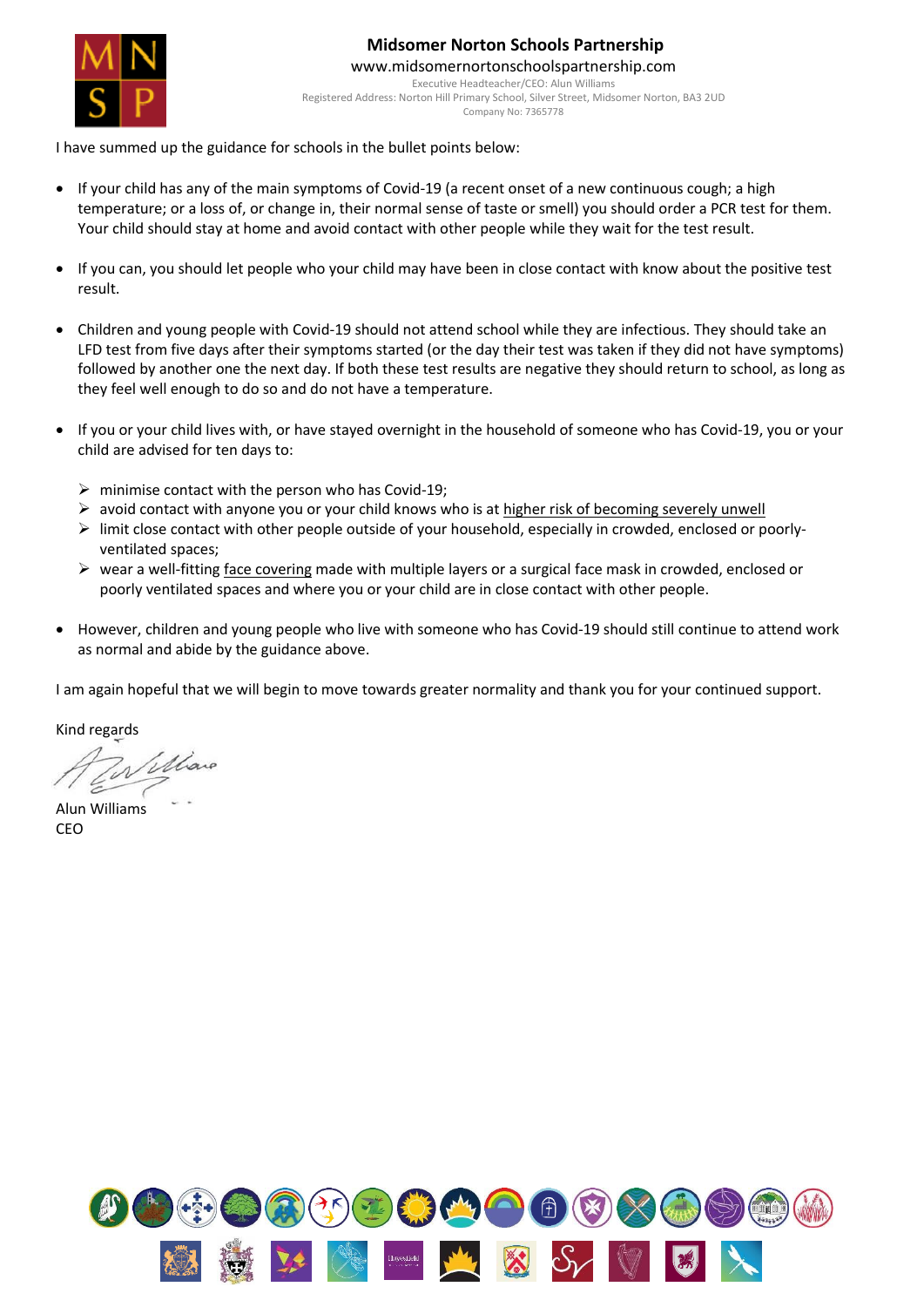**Midsomer Norton Schools Partnership**
www.midsomernortonschoolspartnership.com
Executive Headteacher/CEO: Alun Williams
Registered Address: Norton Hill Primary School, Silver Street, Midsomer Norton, BA3 2UD
Company No: 7365778

I have summed up the guidance for schools in the bullet points below:

- If your child has any of the main symptoms of Covid-19 (a recent onset of a new continuous cough; a high temperature; or a loss of, or change in, their normal sense of taste or smell) you should order a PCR test for them. Your child should stay at home and avoid contact with other people while they wait for the test result.

- If you can, you should let people who your child may have been in close contact with know about the positive test result.

- Children and young people with Covid-19 should not attend school while they are infectious. They should take an LFD test from five days after their symptoms started (or the day their test was taken if they did not have symptoms) followed by another one the next day. If both these test results are negative they should return to school, as long as they feel well enough to do so and do not have a temperature.

- If you or your child lives with, or have stayed overnight in the household of someone who has Covid-19, you or your child are advised for ten days to:

    - minimise contact with the person who has Covid-19;
    - avoid contact with anyone you or your child knows who is at higher risk of becoming severely unwell
    - limit close contact with other people outside of your household, especially in crowded, enclosed or poorly-ventilated spaces;
    - wear a well-fitting face covering made with multiple layers or a surgical face mask in crowded, enclosed or poorly ventilated spaces and where you or your child are in close contact with other people.

- However, children and young people who live with someone who has Covid-19 should still continue to attend work as normal and abide by the guidance above.

I am again hopeful that we will begin to move towards greater normality and thank you for your continued support.

Kind regards

Alun Williams
CEO